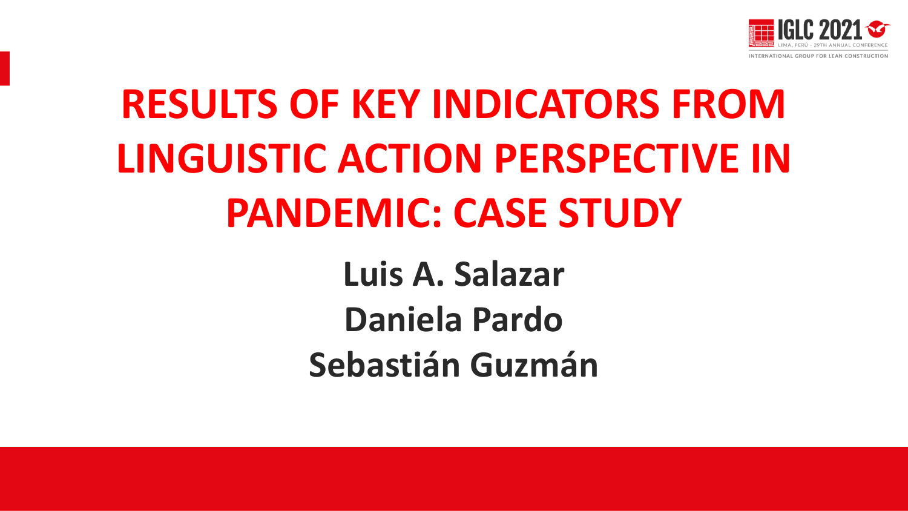# RESULTS OF KEY INDICATORS FROM LINGUISTIC ACTION PERSPECTIVE IN PANDEMIC: CASE STUDY

**Luis A. Salazar**

**Daniela Pardo**

**Sebastián Guzmán**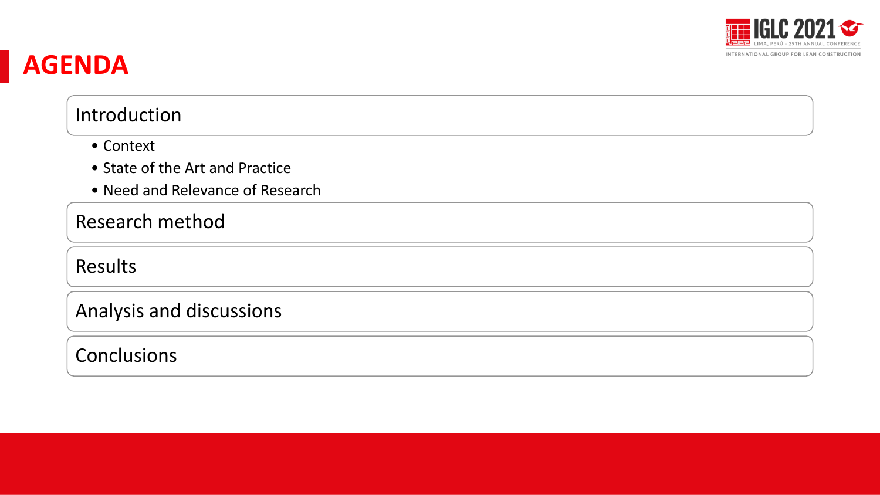# AGENDA

- Introduction
  - Context
  - State of the Art and Practice
  - Need and Relevance of Research
- Research method
- Results
- Analysis and discussions
- Conclusions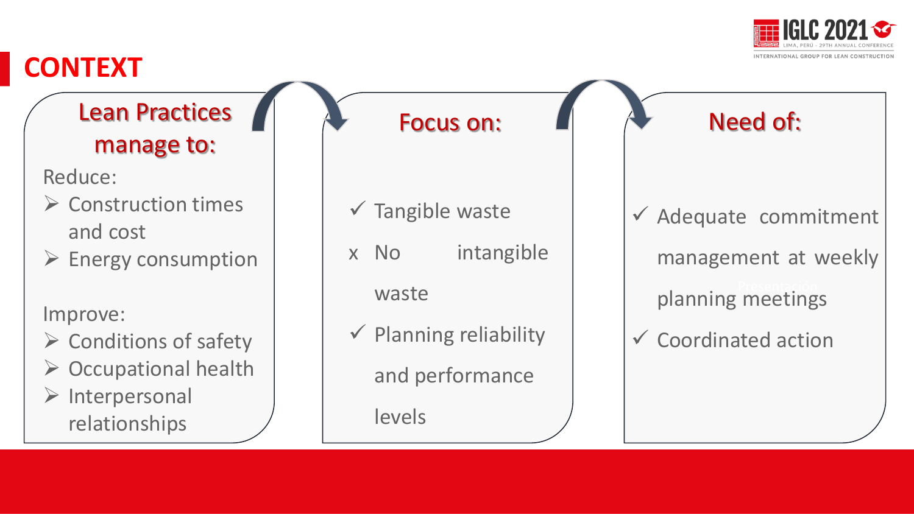# CONTEXT

## Lean Practices manage to:

Reduce:

- Construction times and cost
- Energy consumption

Improve:

- Conditions of safety
- Occupational health
- Interpersonal relationships

## Focus on:

- ✓ Tangible waste
- x No intangible waste
- ✓ Planning reliability and performance levels

## Need of:

- ✓ Adequate commitment management at weekly planning meetings
- ✓ Coordinated action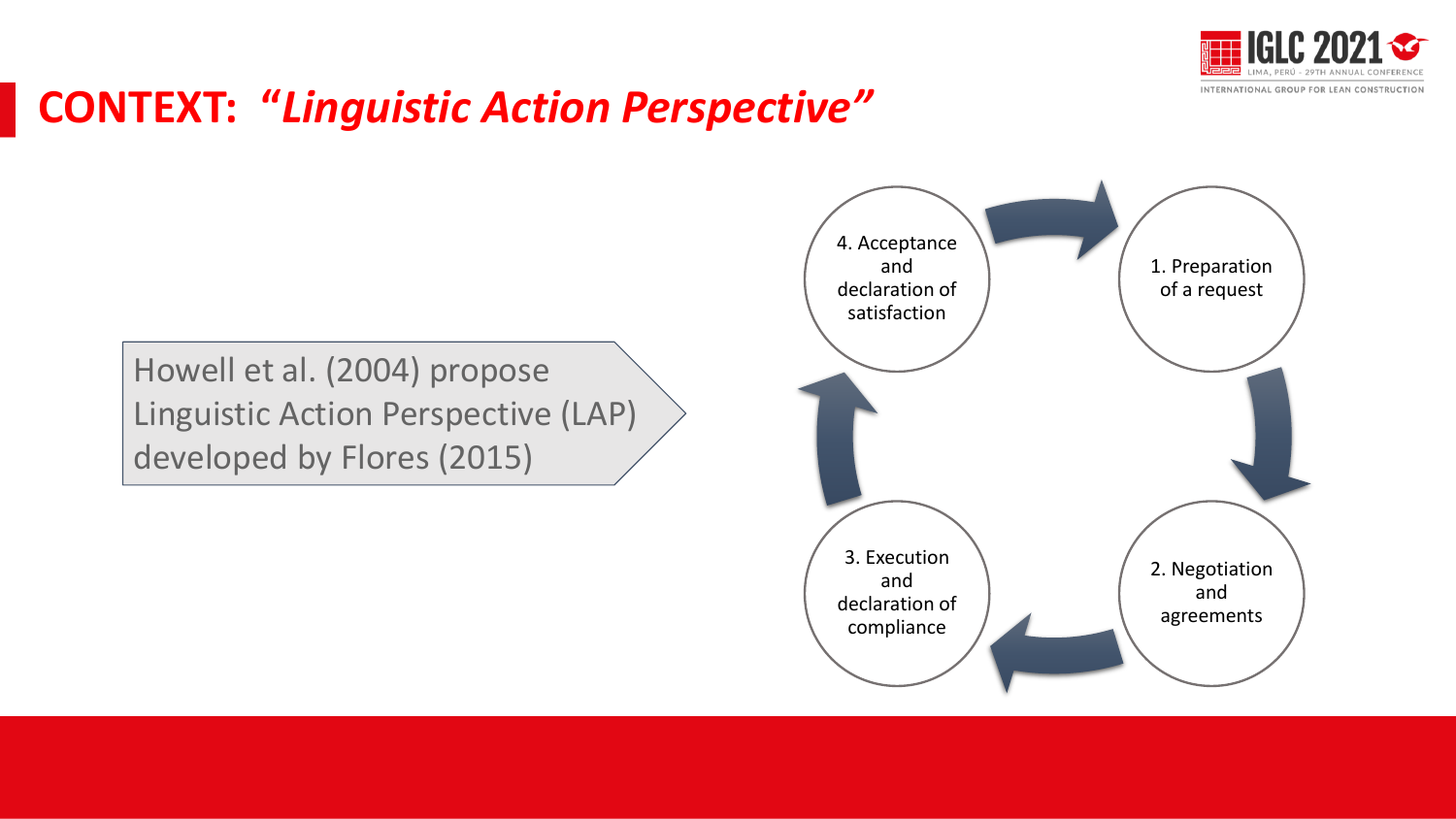# CONTEXT: *"Linguistic Action Perspective"*

Howell et al. (2004) propose Linguistic Action Perspective (LAP) developed by Flores (2015)

1. Preparation of a request
2. Negotiation and agreements
3. Execution and declaration of compliance
4. Acceptance and declaration of satisfaction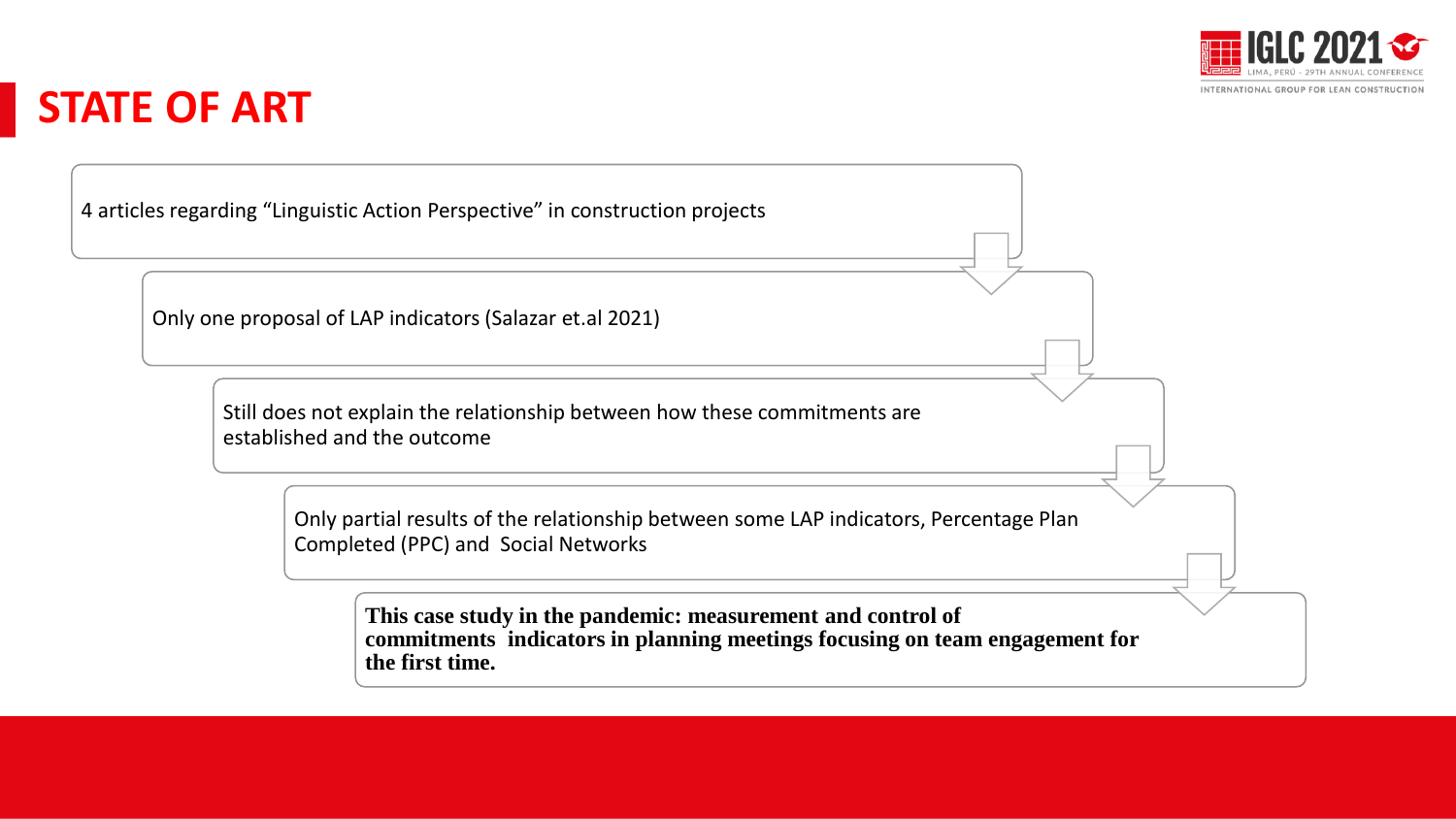# STATE OF ART

- 4 articles regarding “Linguistic Action Perspective” in construction projects
- Only one proposal of LAP indicators (Salazar et.al 2021)
- Still does not explain the relationship between how these commitments are established and the outcome
- Only partial results of the relationship between some LAP indicators, Percentage Plan Completed (PPC) and Social Networks
- **This case study in the pandemic: measurement and control of commitments indicators in planning meetings focusing on team engagement for the first time.**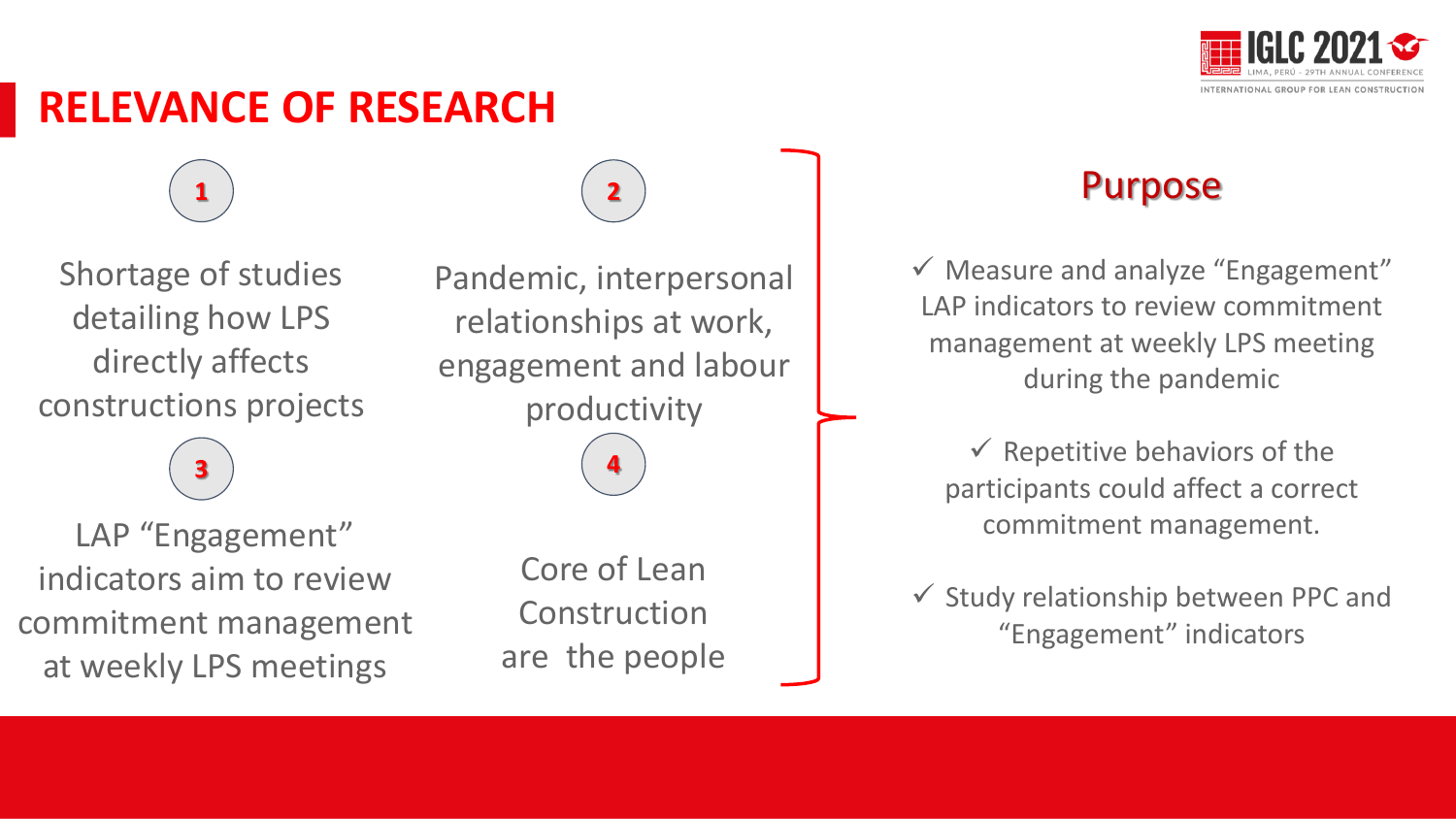# RELEVANCE OF RESEARCH

**1**

Shortage of studies detailing how LPS directly affects constructions projects

**2**

Pandemic, interpersonal relationships at work, engagement and labour productivity

**3**

LAP “Engagement” indicators aim to review commitment management at weekly LPS meetings

**4**

Core of Lean Construction are the people

## Purpose

- ✓ Measure and analyze “Engagement” LAP indicators to review commitment management at weekly LPS meeting during the pandemic
- ✓ Repetitive behaviors of the participants could affect a correct commitment management.
- ✓ Study relationship between PPC and “Engagement” indicators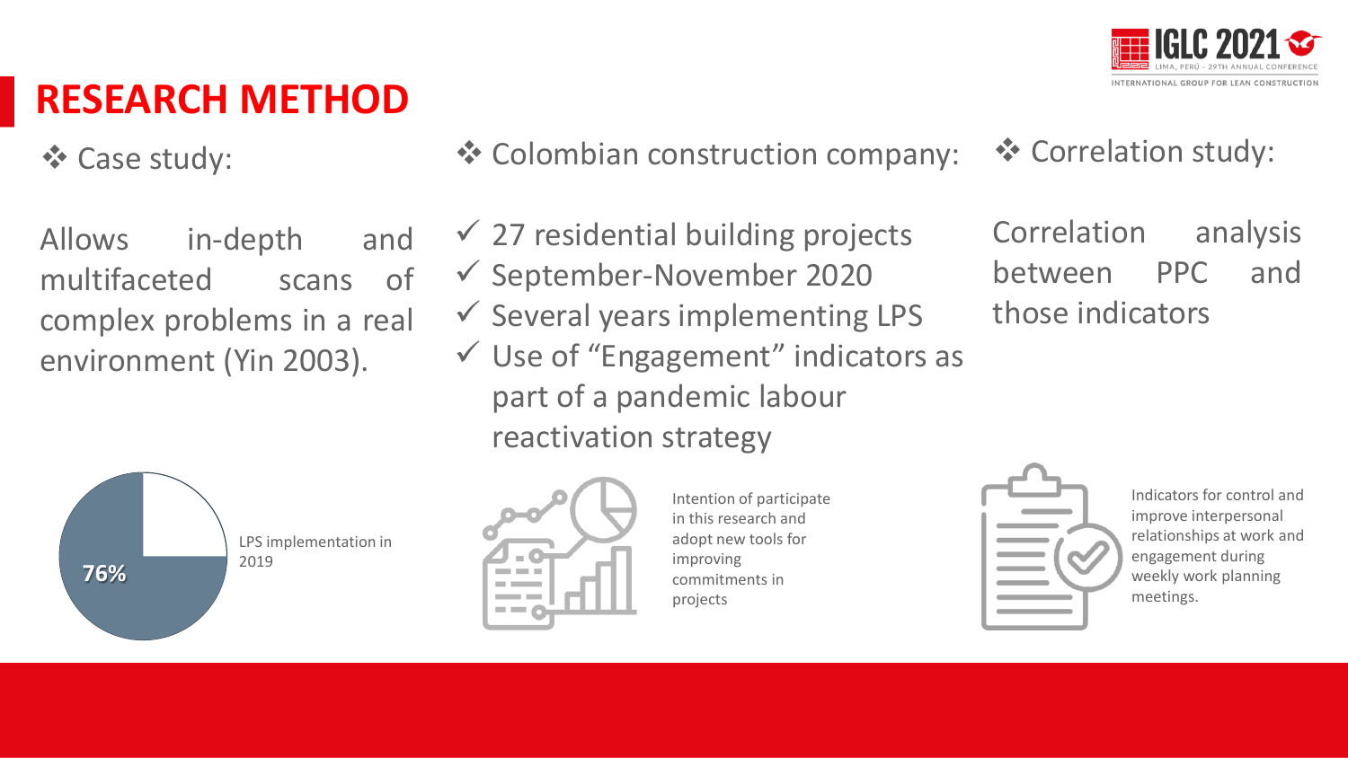# RESEARCH METHOD

❖ Case study:

Allows in-depth and multifaceted scans of complex problems in a real environment (Yin 2003).

76%

LPS implementation in 2019

❖ Colombian construction company:

- ✓ 27 residential building projects
- ✓ September-November 2020
- ✓ Several years implementing LPS
- ✓ Use of "Engagement" indicators as part of a pandemic labour reactivation strategy

Intention of participate in this research and adopt new tools for improving commitments in projects

❖ Correlation study:

Correlation analysis between PPC and those indicators

Indicators for control and improve interpersonal relationships at work and engagement during weekly work planning meetings.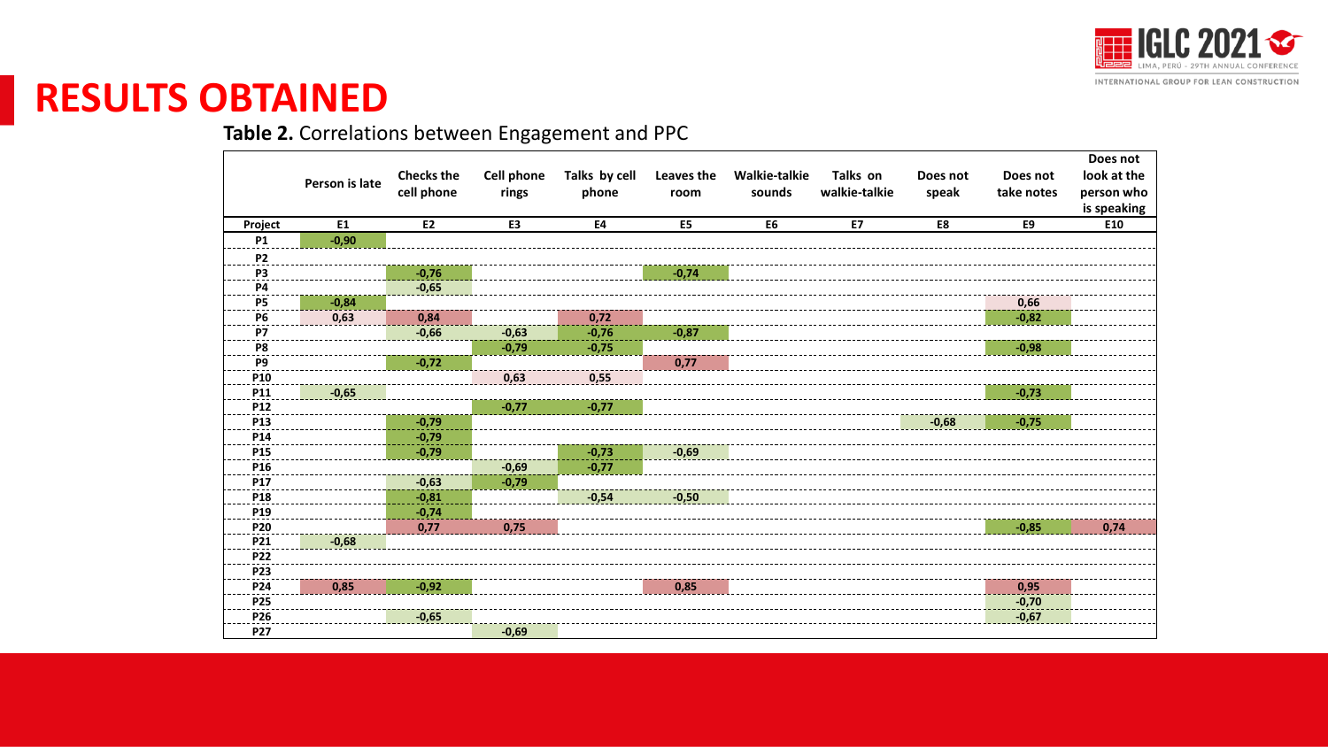# RESULTS OBTAINED

**Table 2.** Correlations between Engagement and PPC

| | Person is late | Checks the cell phone | Cell phone rings | Talks by cell phone | Leaves the room | Walkie-talkie sounds | Talks on walkie-talkie | Does not speak | Does not take notes | Does not look at the person who is speaking |
|---|---|---|---|---|---|---|---|---|---|---|
| **Project** | **E1** | **E2** | **E3** | **E4** | **E5** | **E6** | **E7** | **E8** | **E9** | **E10** |
| P1 | -0,90 | | | | | | | | | |
| P2 | | | | | | | | | | |
| P3 | | -0,76 | | | -0,74 | | | | | |
| P4 | | -0,65 | | | | | | | | |
| P5 | -0,84 | | | | | | | | 0,66 | |
| P6 | 0,63 | 0,84 | | 0,72 | | | | | -0,82 | |
| P7 | | -0,66 | -0,63 | -0,76 | -0,87 | | | | | |
| P8 | | | -0,79 | -0,75 | | | | | -0,98 | |
| P9 | | -0,72 | | | 0,77 | | | | | |
| P10 | | | 0,63 | 0,55 | | | | | | |
| P11 | -0,65 | | | | | | | | -0,73 | |
| P12 | | | -0,77 | -0,77 | | | | | | |
| P13 | | -0,79 | | | | | | -0,68 | -0,75 | |
| P14 | | -0,79 | | | | | | | | |
| P15 | | -0,79 | | -0,73 | -0,69 | | | | | |
| P16 | | | -0,69 | -0,77 | | | | | | |
| P17 | | -0,63 | -0,79 | | | | | | | |
| P18 | | -0,81 | | -0,54 | -0,50 | | | | | |
| P19 | | -0,74 | | | | | | | | |
| P20 | | 0,77 | 0,75 | | | | | | -0,85 | 0,74 |
| P21 | -0,68 | | | | | | | | | |
| P22 | | | | | | | | | | |
| P23 | | | | | | | | | | |
| P24 | 0,85 | -0,92 | | | 0,85 | | | | 0,95 | |
| P25 | | | | | | | | | -0,70 | |
| P26 | | -0,65 | | | | | | | -0,67 | |
| P27 | | | -0,69 | | | | | | | |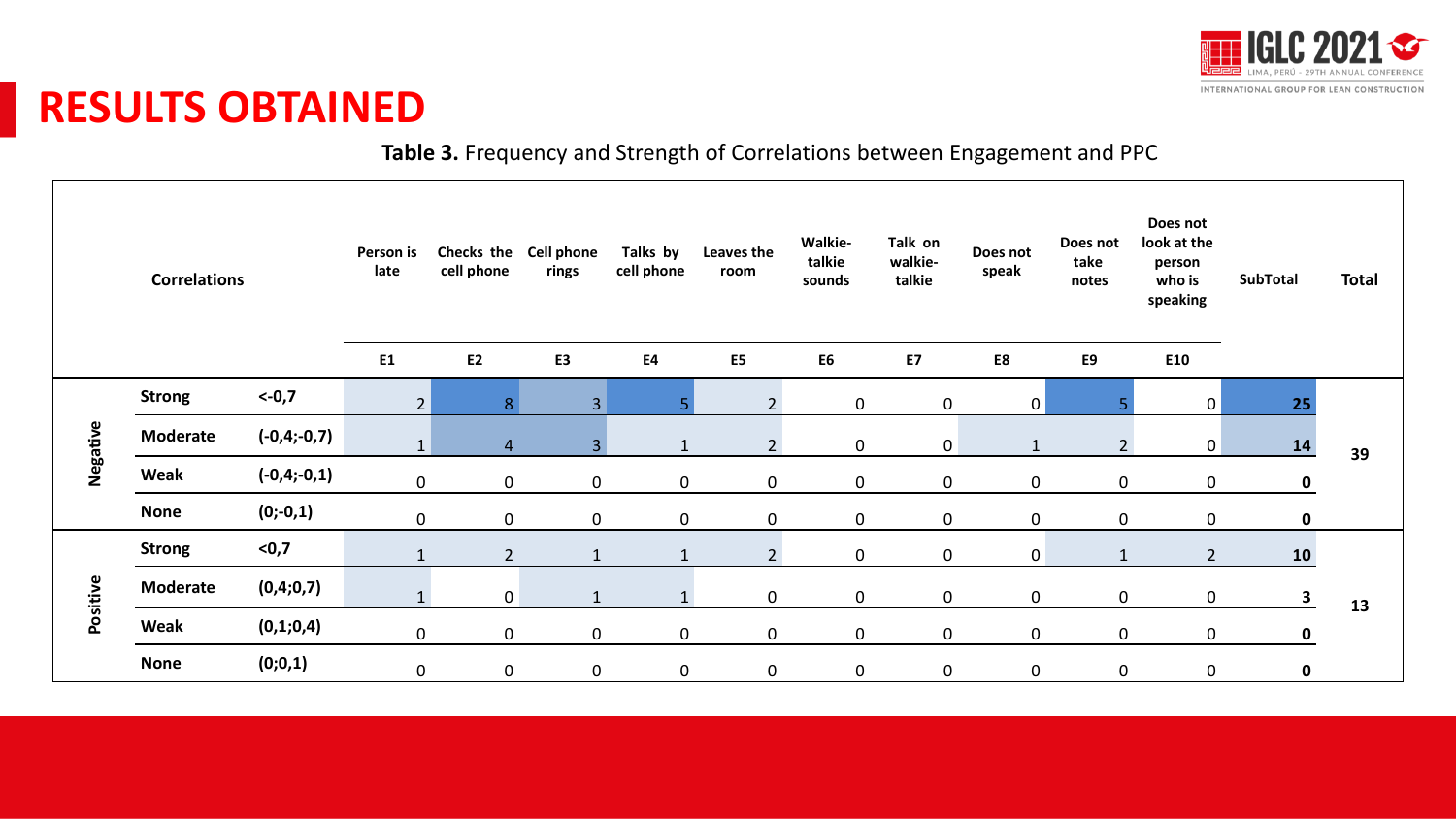# RESULTS OBTAINED

**Table 3.** Frequency and Strength of Correlations between Engagement and PPC

| Correlations | | | Person is late | Checks the cell phone | Cell phone rings | Talks by cell phone | Leaves the room | Walkie-talkie sounds | Talk on walkie-talkie | Does not speak | Does not take notes | Does not look at the person who is speaking | SubTotal | Total |
|---|---|---|---|---|---|---|---|---|---|---|---|---|---|---|
| | | | E1 | E2 | E3 | E4 | E5 | E6 | E7 | E8 | E9 | E10 | | |
| Negative | Strong | <-0,7 | 2 | 8 | 3 | 5 | 2 | 0 | 0 | 0 | 5 | 0 | **25** | **39** |
| | Moderate | (-0,4;-0,7) | 1 | 4 | 3 | 1 | 2 | 0 | 0 | 1 | 2 | 0 | **14** | |
| | Weak | (-0,4;-0,1) | 0 | 0 | 0 | 0 | 0 | 0 | 0 | 0 | 0 | 0 | **0** | |
| | None | (0;-0,1) | 0 | 0 | 0 | 0 | 0 | 0 | 0 | 0 | 0 | 0 | **0** | |
| Positive | Strong | <0,7 | 1 | 2 | 1 | 1 | 2 | 0 | 0 | 0 | 1 | 2 | **10** | **13** |
| | Moderate | (0,4;0,7) | 1 | 0 | 1 | 1 | 0 | 0 | 0 | 0 | 0 | 0 | **3** | |
| | Weak | (0,1;0,4) | 0 | 0 | 0 | 0 | 0 | 0 | 0 | 0 | 0 | 0 | **0** | |
| | None | (0;0,1) | 0 | 0 | 0 | 0 | 0 | 0 | 0 | 0 | 0 | 0 | **0** | |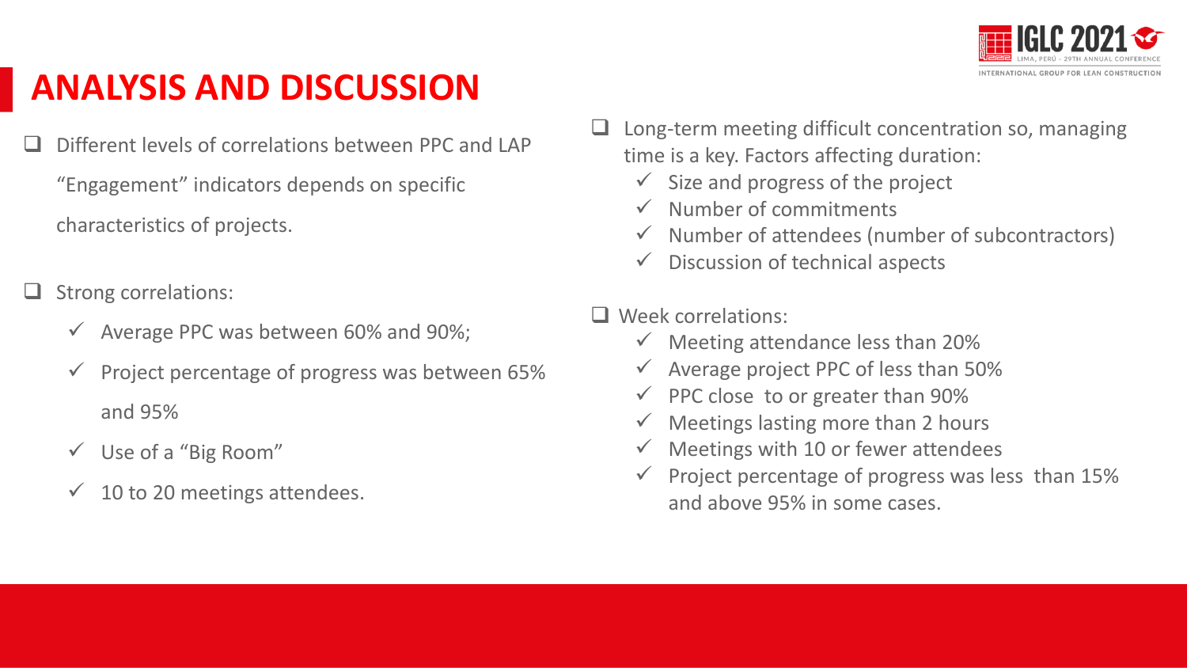# ANALYSIS AND DISCUSSION

- Different levels of correlations between PPC and LAP "Engagement" indicators depends on specific characteristics of projects.

- Strong correlations:
  - Average PPC was between 60% and 90%;
  - Project percentage of progress was between 65% and 95%
  - Use of a "Big Room"
  - 10 to 20 meetings attendees.

- Long-term meeting difficult concentration so, managing time is a key. Factors affecting duration:
  - Size and progress of the project
  - Number of commitments
  - Number of attendees (number of subcontractors)
  - Discussion of technical aspects

- Week correlations:
  - Meeting attendance less than 20%
  - Average project PPC of less than 50%
  - PPC close to or greater than 90%
  - Meetings lasting more than 2 hours
  - Meetings with 10 or fewer attendees
  - Project percentage of progress was less than 15% and above 95% in some cases.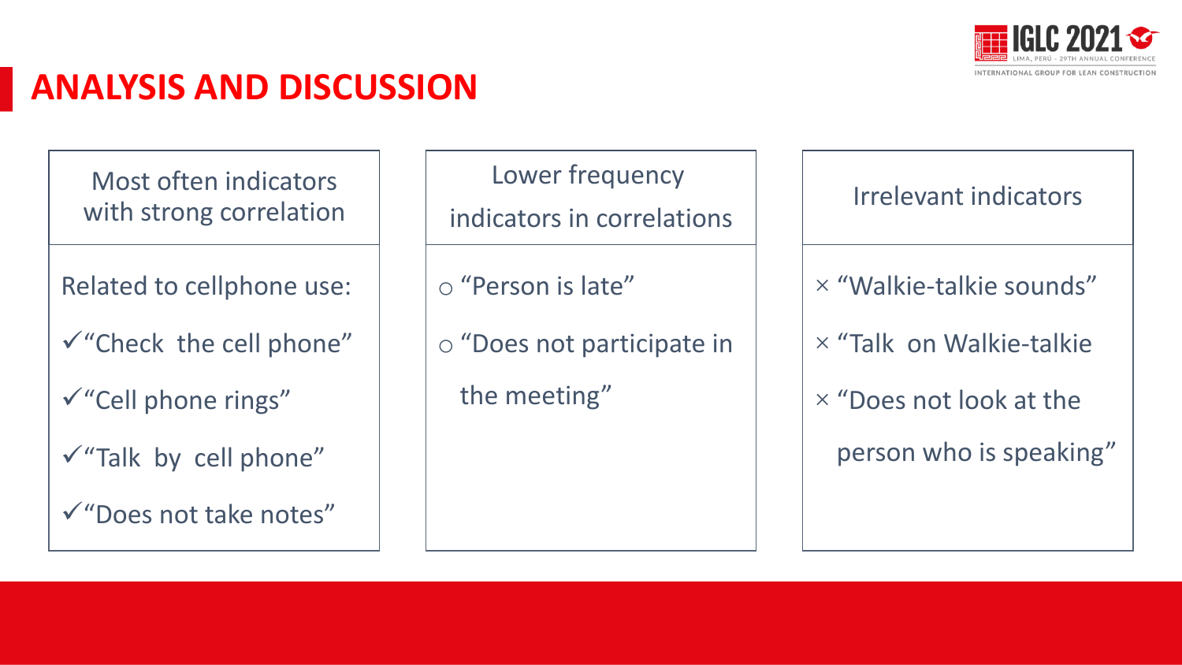## ANALYSIS AND DISCUSSION

| Most often indicators with strong correlation | Lower frequency indicators in correlations | Irrelevant indicators |
|---|---|---|
| Related to cellphone use:<br>✓ "Check the cell phone"<br>✓ "Cell phone rings"<br>✓ "Talk by cell phone"<br>✓ "Does not take notes" | ○ "Person is late"<br>○ "Does not participate in the meeting" | × "Walkie-talkie sounds"<br>× "Talk on Walkie-talkie<br>× "Does not look at the person who is speaking" |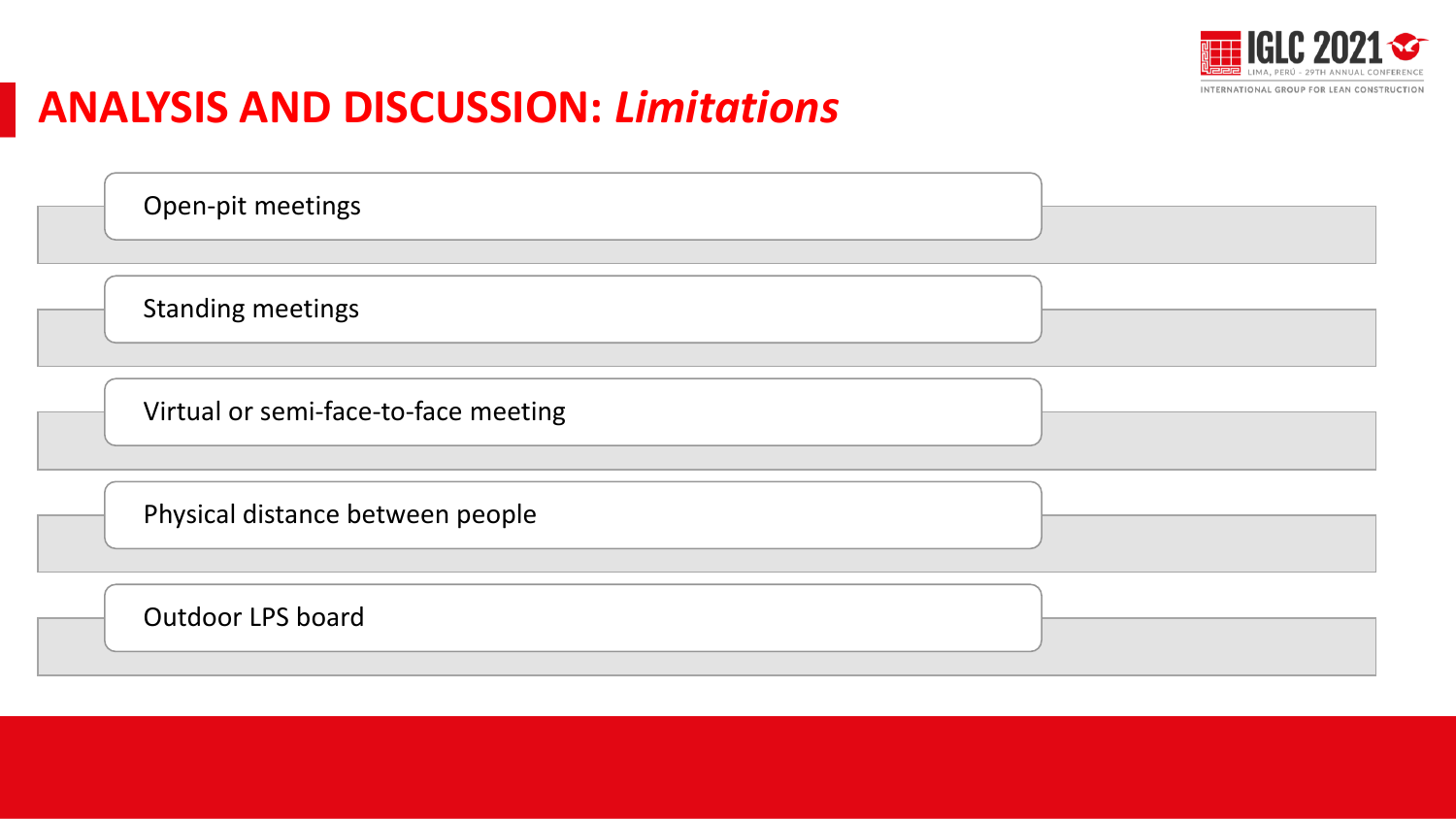# ANALYSIS AND DISCUSSION: *Limitations*

- Open-pit meetings
- Standing meetings
- Virtual or semi-face-to-face meeting
- Physical distance between people
- Outdoor LPS board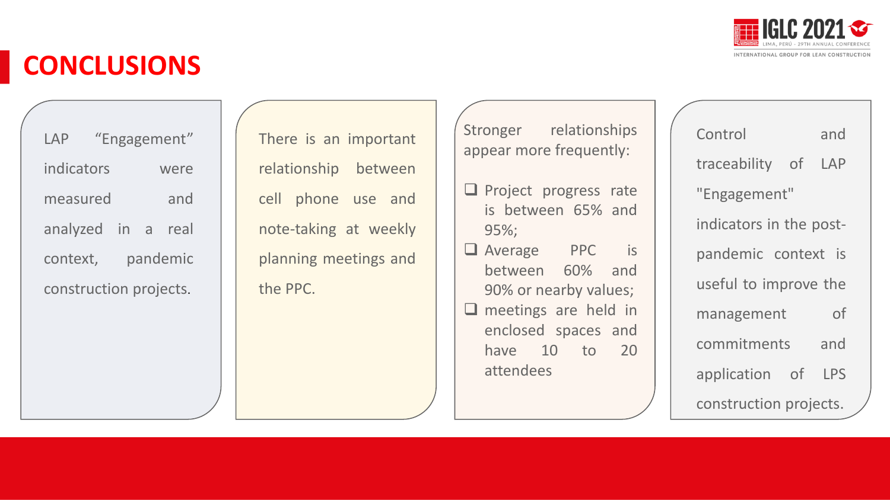# CONCLUSIONS

LAP “Engagement” indicators were measured and analyzed in a real context, pandemic construction projects.

There is an important relationship between cell phone use and note-taking at weekly planning meetings and the PPC.

Stronger relationships appear more frequently:

- Project progress rate is between 65% and 95%;
- Average PPC is between 60% and 90% or nearby values;
- meetings are held in enclosed spaces and have 10 to 20 attendees

Control and traceability of LAP "Engagement" indicators in the post-pandemic context is useful to improve the management of commitments and application of LPS construction projects.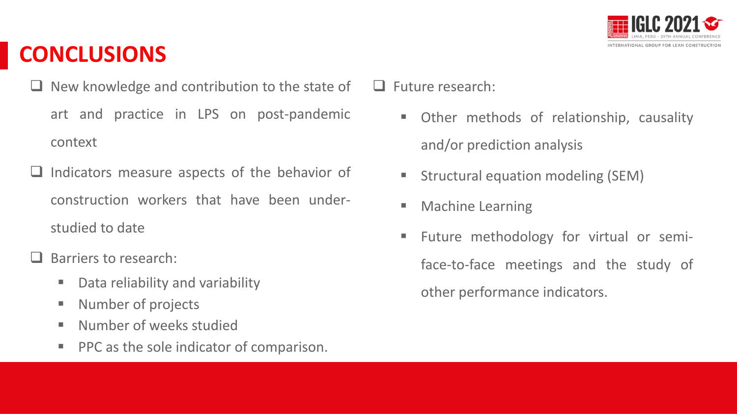# CONCLUSIONS

- New knowledge and contribution to the state of art and practice in LPS on post-pandemic context
- Indicators measure aspects of the behavior of construction workers that have been under-studied to date
- Barriers to research:
  - Data reliability and variability
  - Number of projects
  - Number of weeks studied
  - PPC as the sole indicator of comparison.
- Future research:
  - Other methods of relationship, causality and/or prediction analysis
  - Structural equation modeling (SEM)
  - Machine Learning
  - Future methodology for virtual or semi-face-to-face meetings and the study of other performance indicators.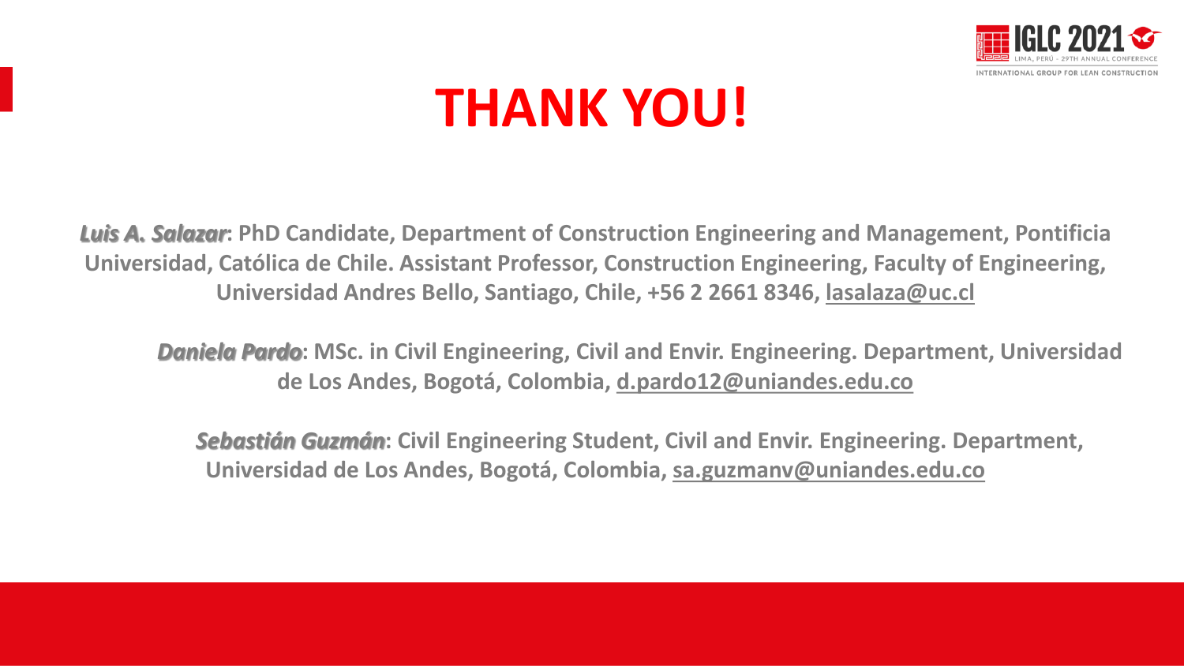# THANK YOU!

***Luis A. Salazar*: PhD Candidate, Department of Construction Engineering and Management, Pontificia Universidad, Católica de Chile. Assistant Professor, Construction Engineering, Faculty of Engineering, Universidad Andres Bello, Santiago, Chile, +56 2 2661 8346, lasalaza@uc.cl**

***Daniela Pardo*: MSc. in Civil Engineering, Civil and Envir. Engineering. Department, Universidad de Los Andes, Bogotá, Colombia, d.pardo12@uniandes.edu.co**

***Sebastián Guzmán*: Civil Engineering Student, Civil and Envir. Engineering. Department, Universidad de Los Andes, Bogotá, Colombia, sa.guzmanv@uniandes.edu.co**